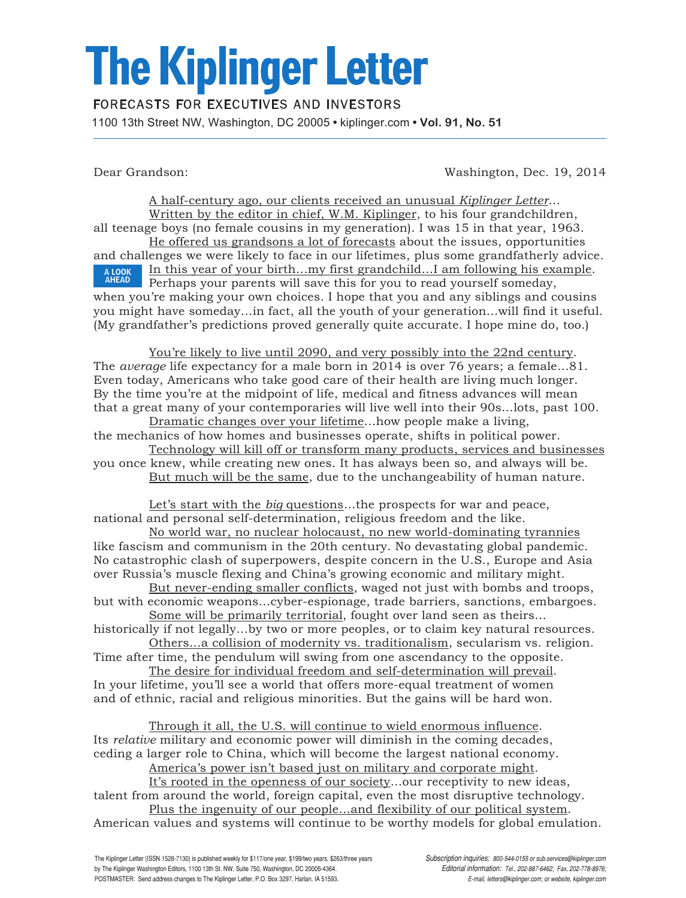# The Kiplinger Letter

FORECASTS FOR EXECUTIVES AND INVESTORS

1100 13th Street NW, Washington, DC 20005 • kiplinger.com • **Vol. 91, No. 51**

Dear Grandson: Washington, Dec. 19, 2014

A half-century ago, our clients received an unusual *Kiplinger Letter*... Written by the editor in chief, W.M. Kiplinger, to his four grandchildren, all teenage boys (no female cousins in my generation). I was 15 in that year, 1963.

He offered us grandsons a lot of forecasts about the issues, opportunities and challenges we were likely to face in our lifetimes, plus some grandfatherly advice.

**A LOOK AHEAD**

In this year of your birth...my first grandchild...I am following his example. Perhaps your parents will save this for you to read yourself someday, when you're making your own choices. I hope that you and any siblings and cousins you might have someday...in fact, all the youth of your generation...will find it useful. (My grandfather's predictions proved generally quite accurate. I hope mine do, too.)

You're likely to live until 2090, and very possibly into the 22nd century. The *average* life expectancy for a male born in 2014 is over 76 years; a female...81. Even today, Americans who take good care of their health are living much longer. By the time you're at the midpoint of life, medical and fitness advances will mean that a great many of your contemporaries will live well into their 90s...lots, past 100.

Dramatic changes over your lifetime...how people make a living, the mechanics of how homes and businesses operate, shifts in political power.

Technology will kill off or transform many products, services and businesses you once knew, while creating new ones. It has always been so, and always will be.

But much will be the same, due to the unchangeability of human nature.

Let's start with the *big* questions...the prospects for war and peace, national and personal self-determination, religious freedom and the like.

No world war, no nuclear holocaust, no new world-dominating tyrannies like fascism and communism in the 20th century. No devastating global pandemic. No catastrophic clash of superpowers, despite concern in the U.S., Europe and Asia over Russia's muscle flexing and China's growing economic and military might.

But never-ending smaller conflicts, waged not just with bombs and troops, but with economic weapons...cyber-espionage, trade barriers, sanctions, embargoes.

Some will be primarily territorial, fought over land seen as theirs... historically if not legally...by two or more peoples, or to claim key natural resources.

Others...a collision of modernity vs. traditionalism, secularism vs. religion. Time after time, the pendulum will swing from one ascendancy to the opposite.

The desire for individual freedom and self-determination will prevail. In your lifetime, you'll see a world that offers more-equal treatment of women and of ethnic, racial and religious minorities. But the gains will be hard won.

Through it all, the U.S. will continue to wield enormous influence. Its *relative* military and economic power will diminish in the coming decades, ceding a larger role to China, which will become the largest national economy.

America's power isn't based just on military and corporate might.

It's rooted in the openness of our society...our receptivity to new ideas, talent from around the world, foreign capital, even the most disruptive technology.

Plus the ingenuity of our people...and flexibility of our political system. American values and systems will continue to be worthy models for global emulation.

The Kiplinger Letter (ISSN 1528-7130) is published weekly for $117/one year, $199/two years, $263/three years by The Kiplinger Washington Editors, 1100 13th St. NW, Suite 750, Washington, DC 20005-4364. POSTMASTER: Send address changes to The Kiplinger Letter, P.O. Box 3297, Harlan, IA 51593.

*Subscription inquiries: 800-544-0155 or sub.services@kiplinger.com*
*Editorial information: Tel., 202-887-6462; Fax, 202-778-8976;*
*E-mail, letters@kiplinger.com; or website, kiplinger.com*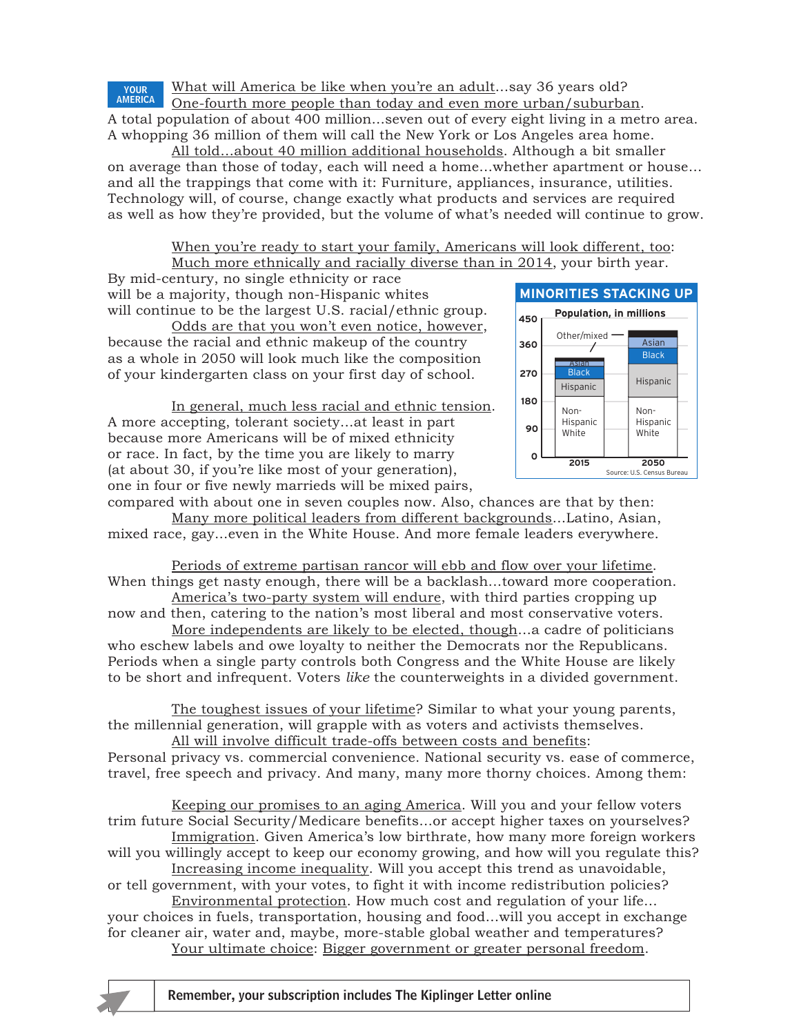**YOUR AMERICA** What will America be like when you're an adult...say 36 years old? One-fourth more people than today and even more urban/suburban. A total population of about 400 million...seven out of every eight living in a metro area. A whopping 36 million of them will call the New York or Los Angeles area home.

All told...about 40 million additional households. Although a bit smaller on average than those of today, each will need a home...whether apartment or house... and all the trappings that come with it: Furniture, appliances, insurance, utilities. Technology will, of course, change exactly what products and services are required as well as how they're provided, but the volume of what's needed will continue to grow.

When you're ready to start your family, Americans will look different, too: Much more ethnically and racially diverse than in 2014, your birth year. By mid-century, no single ethnicity or race will be a majority, though non-Hispanic whites will continue to be the largest U.S. racial/ethnic group.

Odds are that you won't even notice, however, because the racial and ethnic makeup of the country as a whole in 2050 will look much like the composition of your kindergarten class on your first day of school.

**MINORITIES STACKING UP**

Population, in millions

Stacked bar chart (y-axis 0 to 450): 2015 and 2050, segments from bottom: Non-Hispanic White, Hispanic, Black, Asian, Other/mixed.

Source: U.S. Census Bureau

In general, much less racial and ethnic tension. A more accepting, tolerant society...at least in part because more Americans will be of mixed ethnicity or race. In fact, by the time you are likely to marry (at about 30, if you're like most of your generation), one in four or five newly marrieds will be mixed pairs, compared with about one in seven couples now. Also, chances are that by then:

Many more political leaders from different backgrounds...Latino, Asian, mixed race, gay...even in the White House. And more female leaders everywhere.

Periods of extreme partisan rancor will ebb and flow over your lifetime. When things get nasty enough, there will be a backlash...toward more cooperation.

America's two-party system will endure, with third parties cropping up now and then, catering to the nation's most liberal and most conservative voters.

More independents are likely to be elected, though...a cadre of politicians who eschew labels and owe loyalty to neither the Democrats nor the Republicans. Periods when a single party controls both Congress and the White House are likely to be short and infrequent. Voters *like* the counterweights in a divided government.

The toughest issues of your lifetime? Similar to what your young parents, the millennial generation, will grapple with as voters and activists themselves.

All will involve difficult trade-offs between costs and benefits: Personal privacy vs. commercial convenience. National security vs. ease of commerce, travel, free speech and privacy. And many, many more thorny choices. Among them:

Keeping our promises to an aging America. Will you and your fellow voters trim future Social Security/Medicare benefits...or accept higher taxes on yourselves?

Immigration. Given America's low birthrate, how many more foreign workers will you willingly accept to keep our economy growing, and how will you regulate this?

Increasing income inequality. Will you accept this trend as unavoidable, or tell government, with your votes, to fight it with income redistribution policies?

Environmental protection. How much cost and regulation of your life... your choices in fuels, transportation, housing and food...will you accept in exchange for cleaner air, water and, maybe, more-stable global weather and temperatures?

Your ultimate choice: Bigger government or greater personal freedom.

**Remember, your subscription includes The Kiplinger Letter online**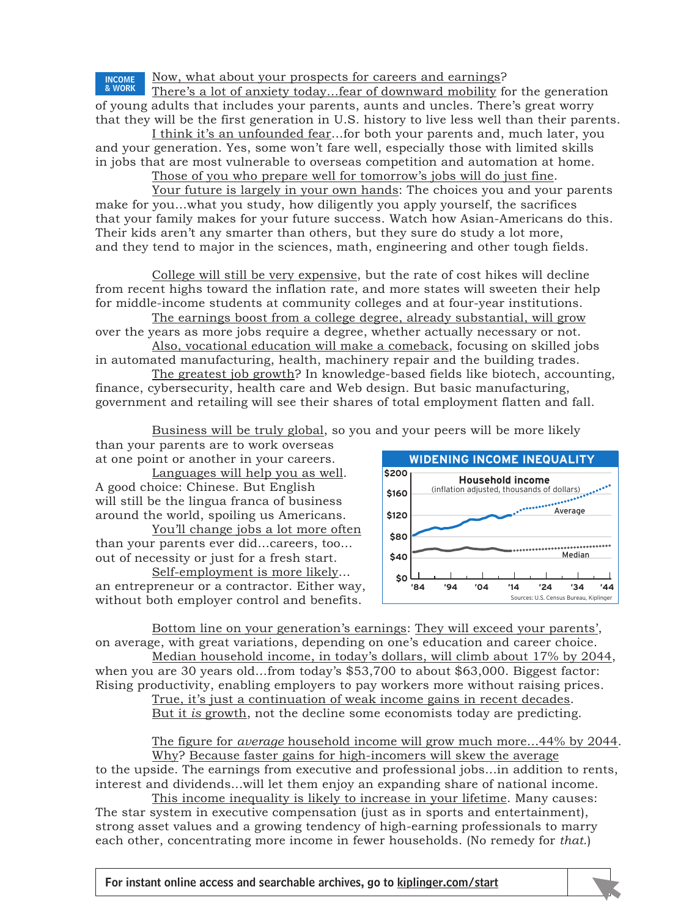**INCOME & WORK**

Now, what about your prospects for careers and earnings?

There's a lot of anxiety today...fear of downward mobility for the generation of young adults that includes your parents, aunts and uncles. There's great worry that they will be the first generation in U.S. history to live less well than their parents.

I think it's an unfounded fear...for both your parents and, much later, you and your generation. Yes, some won't fare well, especially those with limited skills in jobs that are most vulnerable to overseas competition and automation at home.

Those of you who prepare well for tomorrow's jobs will do just fine.

Your future is largely in your own hands: The choices you and your parents make for you...what you study, how diligently you apply yourself, the sacrifices that your family makes for your future success. Watch how Asian-Americans do this. Their kids aren't any smarter than others, but they sure do study a lot more, and they tend to major in the sciences, math, engineering and other tough fields.

College will still be very expensive, but the rate of cost hikes will decline from recent highs toward the inflation rate, and more states will sweeten their help for middle-income students at community colleges and at four-year institutions.

The earnings boost from a college degree, already substantial, will grow over the years as more jobs require a degree, whether actually necessary or not.

Also, vocational education will make a comeback, focusing on skilled jobs in automated manufacturing, health, machinery repair and the building trades.

The greatest job growth? In knowledge-based fields like biotech, accounting, finance, cybersecurity, health care and Web design. But basic manufacturing, government and retailing will see their shares of total employment flatten and fall.

Business will be truly global, so you and your peers will be more likely than your parents are to work overseas at one point or another in your careers.

Languages will help you as well. A good choice: Chinese. But English will still be the lingua franca of business around the world, spoiling us Americans.

You'll change jobs a lot more often than your parents ever did...careers, too... out of necessity or just for a fresh start.

Self-employment is more likely... an entrepreneur or a contractor. Either way, without both employer control and benefits.

**WIDENING INCOME INEQUALITY**

Household income (inflation adjusted, thousands of dollars)

Average / Median — '84 to '44; $0 to $200

Sources: U.S. Census Bureau, Kiplinger

Bottom line on your generation's earnings: They will exceed your parents', on average, with great variations, depending on one's education and career choice.

Median household income, in today's dollars, will climb about 17% by 2044, when you are 30 years old...from today's $53,700 to about $63,000. Biggest factor: Rising productivity, enabling employers to pay workers more without raising prices.

True, it's just a continuation of weak income gains in recent decades. But it *is* growth, not the decline some economists today are predicting.

The figure for *average* household income will grow much more...44% by 2044.

Why? Because faster gains for high-incomers will skew the average to the upside. The earnings from executive and professional jobs...in addition to rents, interest and dividends...will let them enjoy an expanding share of national income.

This income inequality is likely to increase in your lifetime. Many causes: The star system in executive compensation (just as in sports and entertainment), strong asset values and a growing tendency of high-earning professionals to marry each other, concentrating more income in fewer households. (No remedy for *that*.)

For instant online access and searchable archives, go to kiplinger.com/start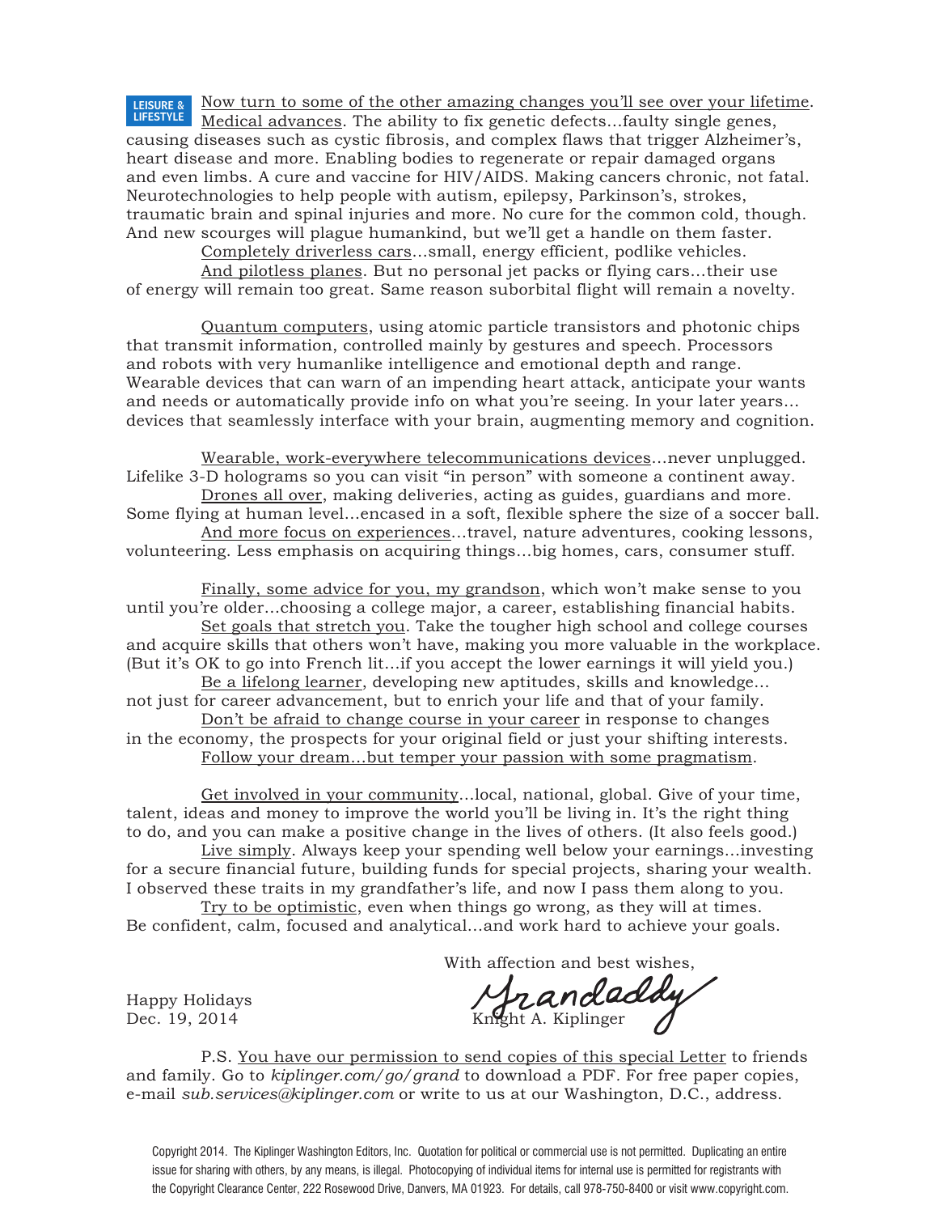LEISURE & LIFESTYLE

Now turn to some of the other amazing changes you'll see over your lifetime. Medical advances. The ability to fix genetic defects...faulty single genes, causing diseases such as cystic fibrosis, and complex flaws that trigger Alzheimer's, heart disease and more. Enabling bodies to regenerate or repair damaged organs and even limbs. A cure and vaccine for HIV/AIDS. Making cancers chronic, not fatal. Neurotechnologies to help people with autism, epilepsy, Parkinson's, strokes, traumatic brain and spinal injuries and more. No cure for the common cold, though. And new scourges will plague humankind, but we'll get a handle on them faster.

Completely driverless cars...small, energy efficient, podlike vehicles.

And pilotless planes. But no personal jet packs or flying cars...their use of energy will remain too great. Same reason suborbital flight will remain a novelty.

Quantum computers, using atomic particle transistors and photonic chips that transmit information, controlled mainly by gestures and speech. Processors and robots with very humanlike intelligence and emotional depth and range. Wearable devices that can warn of an impending heart attack, anticipate your wants and needs or automatically provide info on what you're seeing. In your later years... devices that seamlessly interface with your brain, augmenting memory and cognition.

Wearable, work-everywhere telecommunications devices...never unplugged. Lifelike 3-D holograms so you can visit "in person" with someone a continent away.

Drones all over, making deliveries, acting as guides, guardians and more. Some flying at human level...encased in a soft, flexible sphere the size of a soccer ball.

And more focus on experiences...travel, nature adventures, cooking lessons, volunteering. Less emphasis on acquiring things...big homes, cars, consumer stuff.

Finally, some advice for you, my grandson, which won't make sense to you until you're older...choosing a college major, a career, establishing financial habits.

Set goals that stretch you. Take the tougher high school and college courses and acquire skills that others won't have, making you more valuable in the workplace. (But it's OK to go into French lit...if you accept the lower earnings it will yield you.)

Be a lifelong learner, developing new aptitudes, skills and knowledge... not just for career advancement, but to enrich your life and that of your family.

Don't be afraid to change course in your career in response to changes in the economy, the prospects for your original field or just your shifting interests.

Follow your dream...but temper your passion with some pragmatism.

Get involved in your community...local, national, global. Give of your time, talent, ideas and money to improve the world you'll be living in. It's the right thing to do, and you can make a positive change in the lives of others. (It also feels good.)

Live simply. Always keep your spending well below your earnings...investing for a secure financial future, building funds for special projects, sharing your wealth. I observed these traits in my grandfather's life, and now I pass them along to you.

Try to be optimistic, even when things go wrong, as they will at times. Be confident, calm, focused and analytical...and work hard to achieve your goals.

With affection and best wishes,

Grandaddy

Knight A. Kiplinger

Happy Holidays
Dec. 19, 2014

P.S. You have our permission to send copies of this special Letter to friends and family. Go to *kiplinger.com/go/grand* to download a PDF. For free paper copies, e-mail *sub.services@kiplinger.com* or write to us at our Washington, D.C., address.

Copyright 2014. The Kiplinger Washington Editors, Inc. Quotation for political or commercial use is not permitted. Duplicating an entire issue for sharing with others, by any means, is illegal. Photocopying of individual items for internal use is permitted for registrants with the Copyright Clearance Center, 222 Rosewood Drive, Danvers, MA 01923. For details, call 978-750-8400 or visit www.copyright.com.